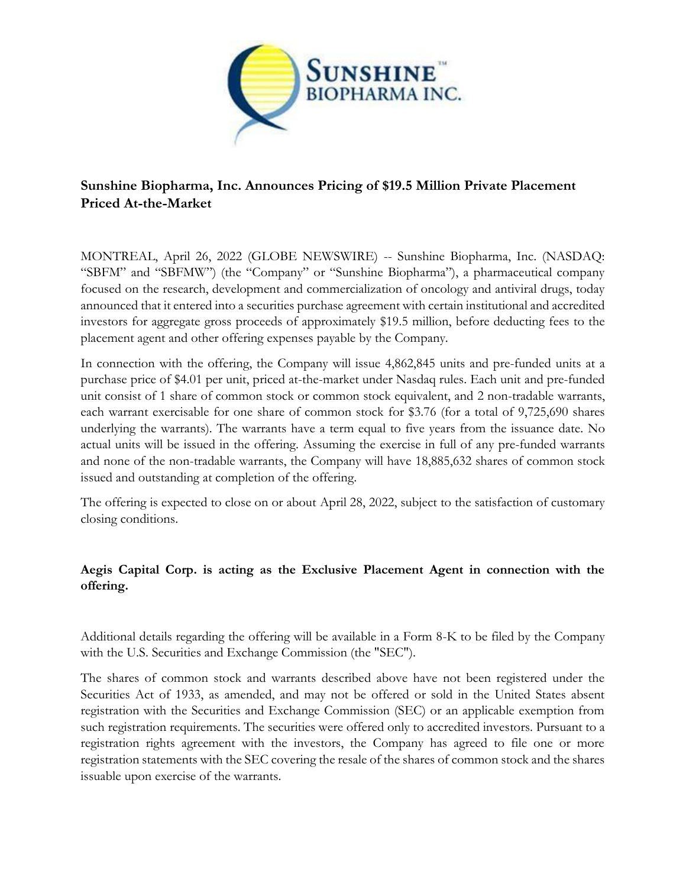# Sunshine Biopharma, Inc. Announces Pricing of $19.5 Million Private Placement Priced At-the-Market

MONTREAL, April 26, 2022 (GLOBE NEWSWIRE) -- Sunshine Biopharma, Inc. (NASDAQ: "SBFM" and "SBFMW") (the "Company" or "Sunshine Biopharma"), a pharmaceutical company focused on the research, development and commercialization of oncology and antiviral drugs, today announced that it entered into a securities purchase agreement with certain institutional and accredited investors for aggregate gross proceeds of approximately $19.5 million, before deducting fees to the placement agent and other offering expenses payable by the Company.

In connection with the offering, the Company will issue 4,862,845 units and pre-funded units at a purchase price of $4.01 per unit, priced at-the-market under Nasdaq rules. Each unit and pre-funded unit consist of 1 share of common stock or common stock equivalent, and 2 non-tradable warrants, each warrant exercisable for one share of common stock for $3.76 (for a total of 9,725,690 shares underlying the warrants). The warrants have a term equal to five years from the issuance date. No actual units will be issued in the offering. Assuming the exercise in full of any pre-funded warrants and none of the non-tradable warrants, the Company will have 18,885,632 shares of common stock issued and outstanding at completion of the offering.

The offering is expected to close on or about April 28, 2022, subject to the satisfaction of customary closing conditions.

**Aegis Capital Corp. is acting as the Exclusive Placement Agent in connection with the offering.**

Additional details regarding the offering will be available in a Form 8-K to be filed by the Company with the U.S. Securities and Exchange Commission (the "SEC").

The shares of common stock and warrants described above have not been registered under the Securities Act of 1933, as amended, and may not be offered or sold in the United States absent registration with the Securities and Exchange Commission (SEC) or an applicable exemption from such registration requirements. The securities were offered only to accredited investors. Pursuant to a registration rights agreement with the investors, the Company has agreed to file one or more registration statements with the SEC covering the resale of the shares of common stock and the shares issuable upon exercise of the warrants.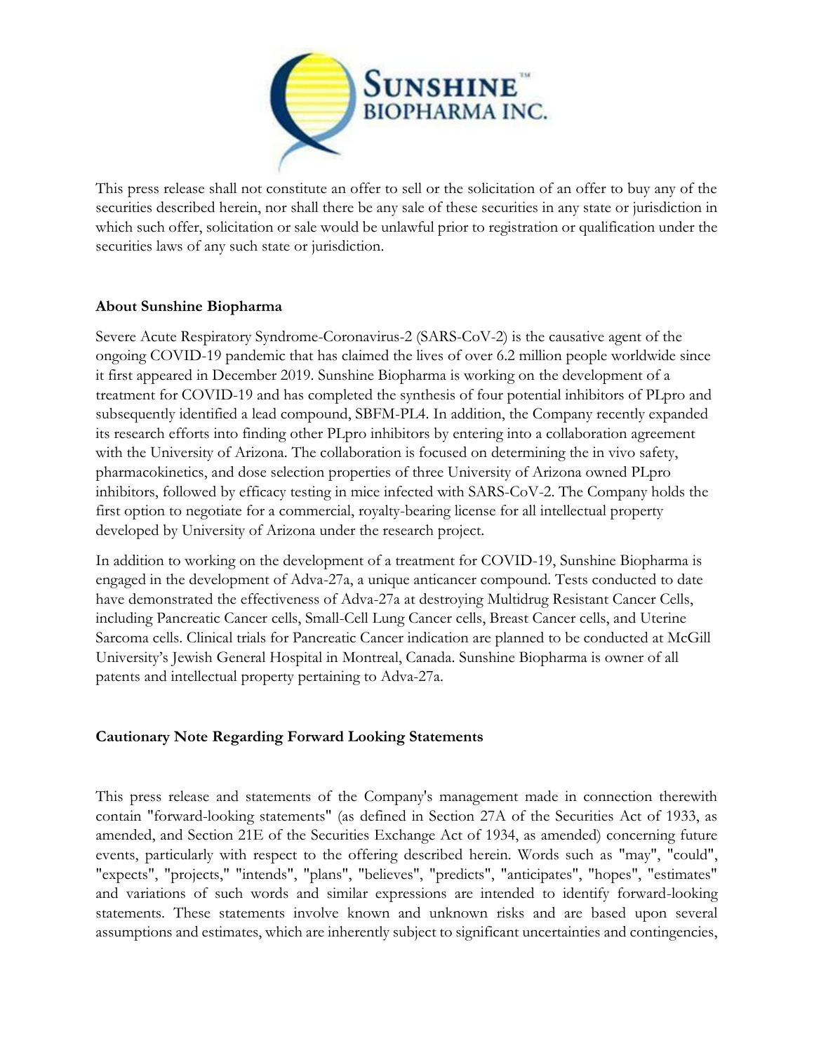This press release shall not constitute an offer to sell or the solicitation of an offer to buy any of the securities described herein, nor shall there be any sale of these securities in any state or jurisdiction in which such offer, solicitation or sale would be unlawful prior to registration or qualification under the securities laws of any such state or jurisdiction.

## About Sunshine Biopharma

Severe Acute Respiratory Syndrome-Coronavirus-2 (SARS-CoV-2) is the causative agent of the ongoing COVID-19 pandemic that has claimed the lives of over 6.2 million people worldwide since it first appeared in December 2019. Sunshine Biopharma is working on the development of a treatment for COVID-19 and has completed the synthesis of four potential inhibitors of PLpro and subsequently identified a lead compound, SBFM-PL4. In addition, the Company recently expanded its research efforts into finding other PLpro inhibitors by entering into a collaboration agreement with the University of Arizona. The collaboration is focused on determining the in vivo safety, pharmacokinetics, and dose selection properties of three University of Arizona owned PLpro inhibitors, followed by efficacy testing in mice infected with SARS-CoV-2. The Company holds the first option to negotiate for a commercial, royalty-bearing license for all intellectual property developed by University of Arizona under the research project.

In addition to working on the development of a treatment for COVID-19, Sunshine Biopharma is engaged in the development of Adva-27a, a unique anticancer compound. Tests conducted to date have demonstrated the effectiveness of Adva-27a at destroying Multidrug Resistant Cancer Cells, including Pancreatic Cancer cells, Small-Cell Lung Cancer cells, Breast Cancer cells, and Uterine Sarcoma cells. Clinical trials for Pancreatic Cancer indication are planned to be conducted at McGill University's Jewish General Hospital in Montreal, Canada. Sunshine Biopharma is owner of all patents and intellectual property pertaining to Adva-27a.

## Cautionary Note Regarding Forward Looking Statements

This press release and statements of the Company's management made in connection therewith contain "forward-looking statements" (as defined in Section 27A of the Securities Act of 1933, as amended, and Section 21E of the Securities Exchange Act of 1934, as amended) concerning future events, particularly with respect to the offering described herein. Words such as "may", "could", "expects", "projects," "intends", "plans", "believes", "predicts", "anticipates", "hopes", "estimates" and variations of such words and similar expressions are intended to identify forward-looking statements. These statements involve known and unknown risks and are based upon several assumptions and estimates, which are inherently subject to significant uncertainties and contingencies,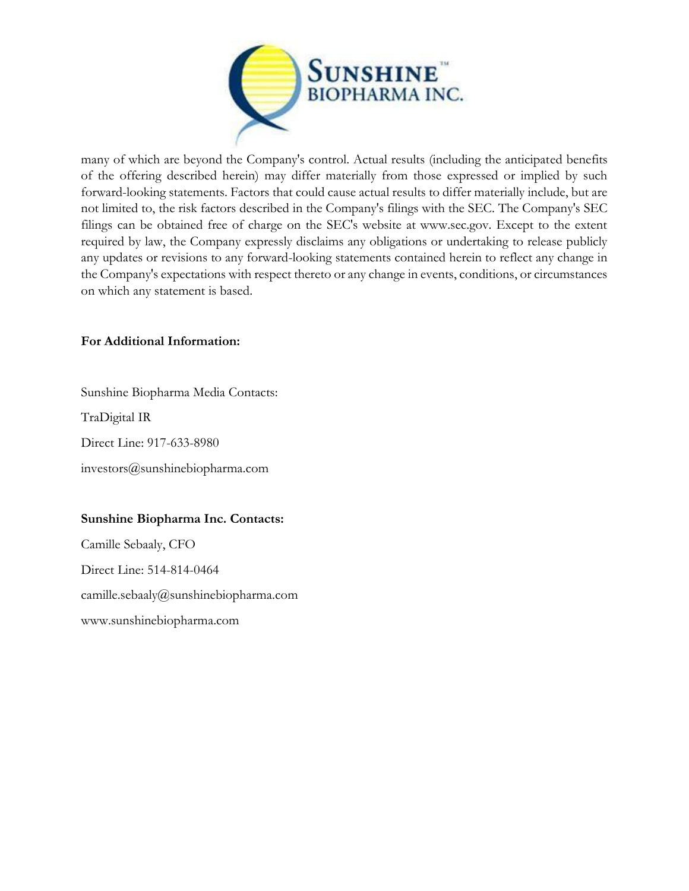many of which are beyond the Company's control. Actual results (including the anticipated benefits of the offering described herein) may differ materially from those expressed or implied by such forward-looking statements. Factors that could cause actual results to differ materially include, but are not limited to, the risk factors described in the Company's filings with the SEC. The Company's SEC filings can be obtained free of charge on the SEC's website at www.sec.gov. Except to the extent required by law, the Company expressly disclaims any obligations or undertaking to release publicly any updates or revisions to any forward-looking statements contained herein to reflect any change in the Company's expectations with respect thereto or any change in events, conditions, or circumstances on which any statement is based.

**For Additional Information:**

Sunshine Biopharma Media Contacts:

TraDigital IR

Direct Line: 917-633-8980

investors@sunshinebiopharma.com

**Sunshine Biopharma Inc. Contacts:**

Camille Sebaaly, CFO

Direct Line: 514-814-0464

camille.sebaaly@sunshinebiopharma.com

www.sunshinebiopharma.com